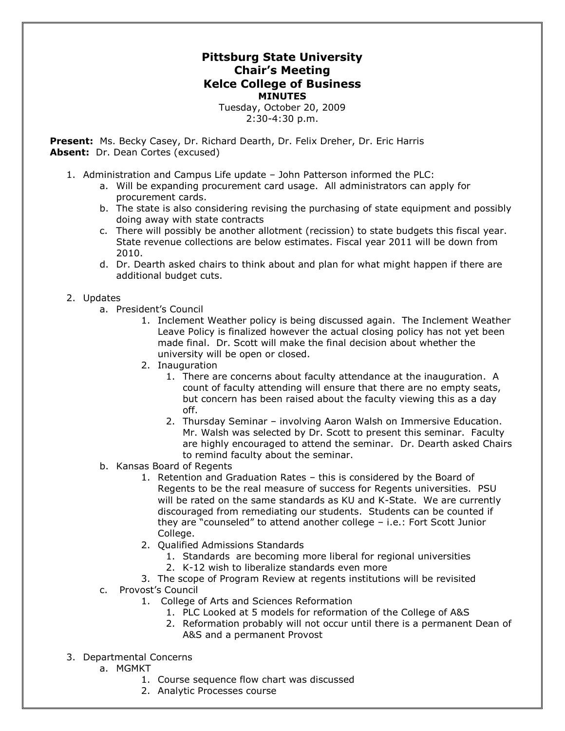# Pittsburg State University
## Chair's Meeting
## Kelce College of Business
### MINUTES

Tuesday, October 20, 2009
2:30-4:30 p.m.

**Present:** Ms. Becky Casey, Dr. Richard Dearth, Dr. Felix Dreher, Dr. Eric Harris
**Absent:** Dr. Dean Cortes (excused)

1. Administration and Campus Life update – John Patterson informed the PLC:
   a. Will be expanding procurement card usage. All administrators can apply for procurement cards.
   b. The state is also considering revising the purchasing of state equipment and possibly doing away with state contracts
   c. There will possibly be another allotment (recission) to state budgets this fiscal year. State revenue collections are below estimates. Fiscal year 2011 will be down from 2010.
   d. Dr. Dearth asked chairs to think about and plan for what might happen if there are additional budget cuts.

2. Updates
   a. President's Council
      1. Inclement Weather policy is being discussed again. The Inclement Weather Leave Policy is finalized however the actual closing policy has not yet been made final. Dr. Scott will make the final decision about whether the university will be open or closed.
      2. Inauguration
         1. There are concerns about faculty attendance at the inauguration. A count of faculty attending will ensure that there are no empty seats, but concern has been raised about the faculty viewing this as a day off.
         2. Thursday Seminar – involving Aaron Walsh on Immersive Education. Mr. Walsh was selected by Dr. Scott to present this seminar. Faculty are highly encouraged to attend the seminar. Dr. Dearth asked Chairs to remind faculty about the seminar.
   b. Kansas Board of Regents
      1. Retention and Graduation Rates – this is considered by the Board of Regents to be the real measure of success for Regents universities. PSU will be rated on the same standards as KU and K-State. We are currently discouraged from remediating our students. Students can be counted if they are "counseled" to attend another college – i.e.: Fort Scott Junior College.
      2. Qualified Admissions Standards
         1. Standards are becoming more liberal for regional universities
         2. K-12 wish to liberalize standards even more
      3. The scope of Program Review at regents institutions will be revisited
   c. Provost's Council
      1. College of Arts and Sciences Reformation
         1. PLC Looked at 5 models for reformation of the College of A&S
         2. Reformation probably will not occur until there is a permanent Dean of A&S and a permanent Provost

3. Departmental Concerns
   a. MGMKT
      1. Course sequence flow chart was discussed
      2. Analytic Processes course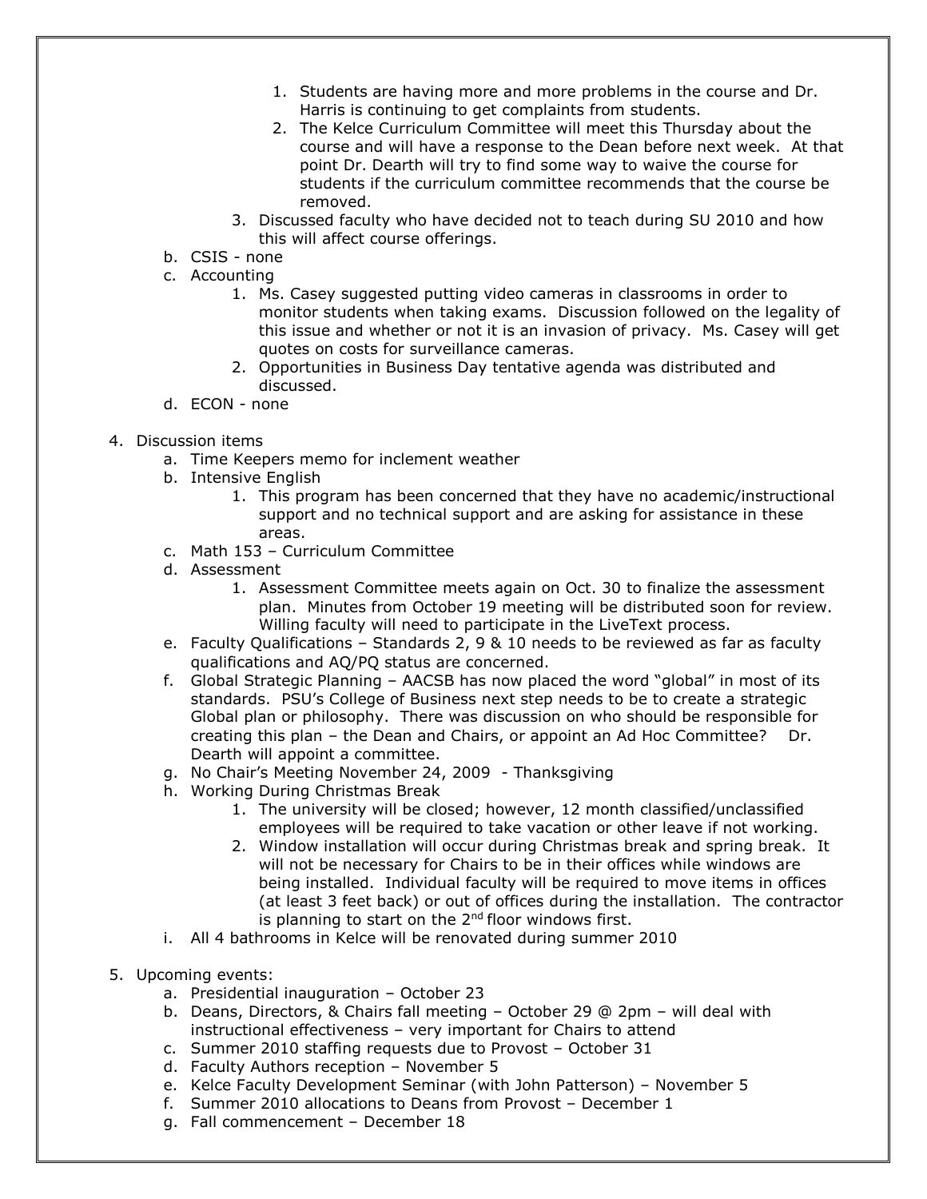1. Students are having more and more problems in the course and Dr. Harris is continuing to get complaints from students.
2. The Kelce Curriculum Committee will meet this Thursday about the course and will have a response to the Dean before next week. At that point Dr. Dearth will try to find some way to waive the course for students if the curriculum committee recommends that the course be removed.

3. Discussed faculty who have decided not to teach during SU 2010 and how this will affect course offerings.

b. CSIS - none

c. Accounting

1. Ms. Casey suggested putting video cameras in classrooms in order to monitor students when taking exams. Discussion followed on the legality of this issue and whether or not it is an invasion of privacy. Ms. Casey will get quotes on costs for surveillance cameras.
2. Opportunities in Business Day tentative agenda was distributed and discussed.

d. ECON - none

4. Discussion items

a. Time Keepers memo for inclement weather

b. Intensive English

1. This program has been concerned that they have no academic/instructional support and no technical support and are asking for assistance in these areas.

c. Math 153 – Curriculum Committee

d. Assessment

1. Assessment Committee meets again on Oct. 30 to finalize the assessment plan. Minutes from October 19 meeting will be distributed soon for review. Willing faculty will need to participate in the LiveText process.

e. Faculty Qualifications – Standards 2, 9 & 10 needs to be reviewed as far as faculty qualifications and AQ/PQ status are concerned.

f. Global Strategic Planning – AACSB has now placed the word "global" in most of its standards. PSU's College of Business next step needs to be to create a strategic Global plan or philosophy. There was discussion on who should be responsible for creating this plan – the Dean and Chairs, or appoint an Ad Hoc Committee? Dr. Dearth will appoint a committee.

g. No Chair's Meeting November 24, 2009 - Thanksgiving

h. Working During Christmas Break

1. The university will be closed; however, 12 month classified/unclassified employees will be required to take vacation or other leave if not working.
2. Window installation will occur during Christmas break and spring break. It will not be necessary for Chairs to be in their offices while windows are being installed. Individual faculty will be required to move items in offices (at least 3 feet back) or out of offices during the installation. The contractor is planning to start on the 2nd floor windows first.

i. All 4 bathrooms in Kelce will be renovated during summer 2010

5. Upcoming events:

a. Presidential inauguration – October 23

b. Deans, Directors, & Chairs fall meeting – October 29 @ 2pm – will deal with instructional effectiveness – very important for Chairs to attend

c. Summer 2010 staffing requests due to Provost – October 31

d. Faculty Authors reception – November 5

e. Kelce Faculty Development Seminar (with John Patterson) – November 5

f. Summer 2010 allocations to Deans from Provost – December 1

g. Fall commencement – December 18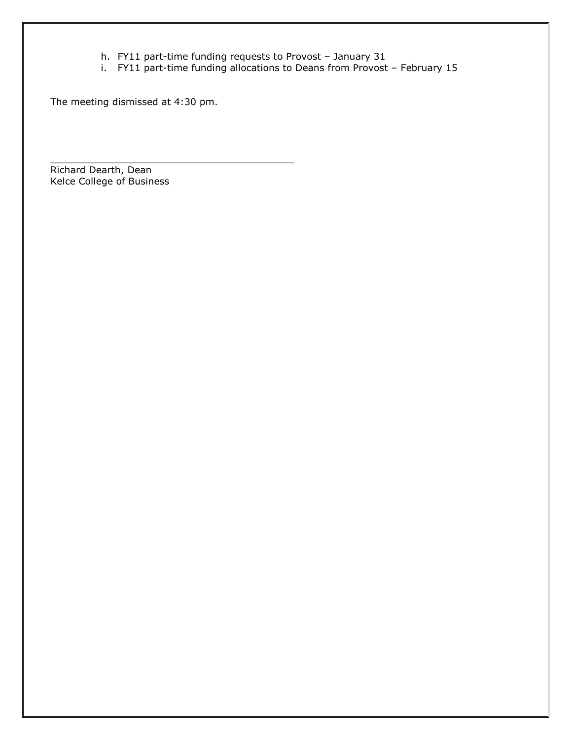h. FY11 part-time funding requests to Provost – January 31
i. FY11 part-time funding allocations to Deans from Provost – February 15

The meeting dismissed at 4:30 pm.

\_\_\_\_\_\_\_\_\_\_\_\_\_\_\_\_\_\_\_\_\_\_\_\_\_\_\_\_\_\_\_\_\_\_\_\_\_\_\_\_\_\_

Richard Dearth, Dean
Kelce College of Business